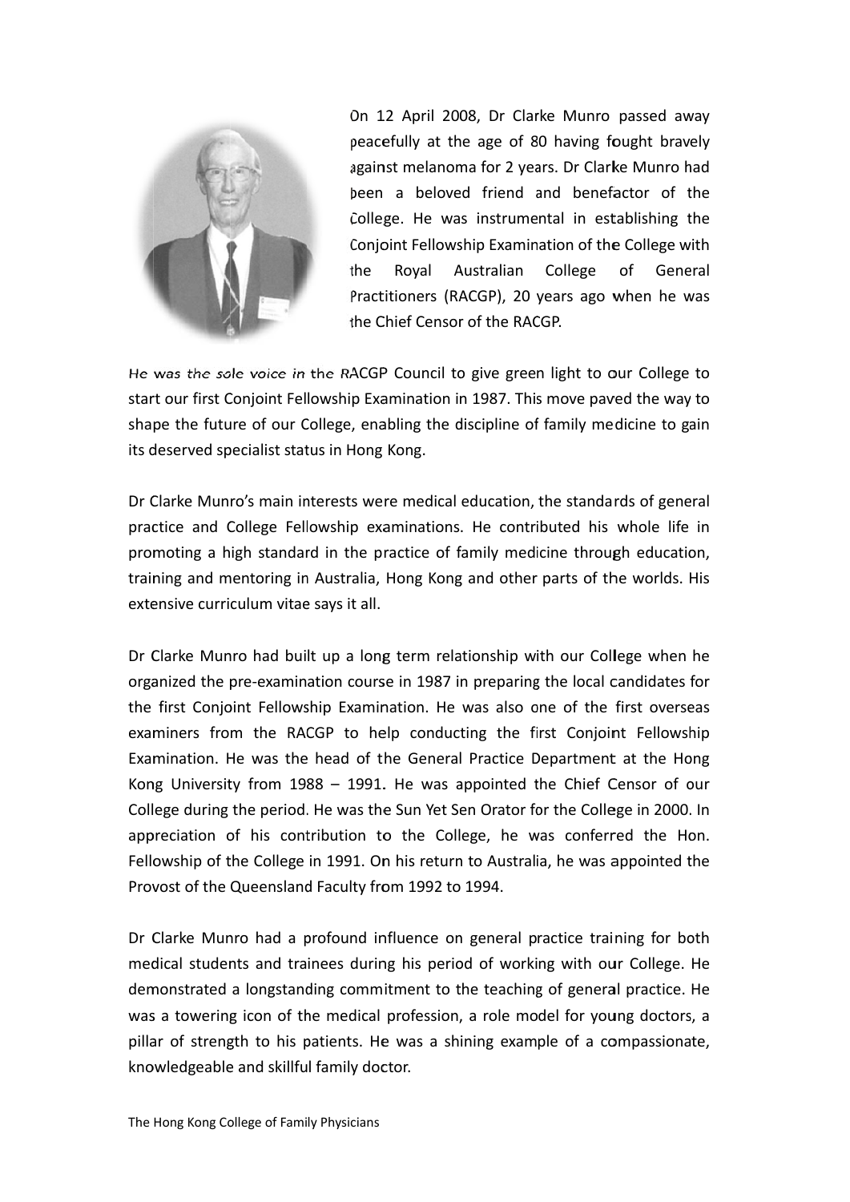On 12 April 2008, Dr Clarke Munro passed away peacefully at the age of 80 having fought bravely against melanoma for 2 years. Dr Clarke Munro had been a beloved friend and benefactor of the College. He was instrumental in establishing the Conjoint Fellowship Examination of the College with the Royal Australian College of General Practitioners (RACGP), 20 years ago when he was the Chief Censor of the RACGP.

He was the sole voice in the RACGP Council to give green light to our College to start our first Conjoint Fellowship Examination in 1987. This move paved the way to shape the future of our College, enabling the discipline of family medicine to gain its deserved specialist status in Hong Kong.

Dr Clarke Munro's main interests were medical education, the standards of general practice and College Fellowship examinations. He contributed his whole life in promoting a high standard in the practice of family medicine through education, training and mentoring in Australia, Hong Kong and other parts of the worlds. His extensive curriculum vitae says it all.

Dr Clarke Munro had built up a long term relationship with our College when he organized the pre-examination course in 1987 in preparing the local candidates for the first Conjoint Fellowship Examination. He was also one of the first overseas examiners from the RACGP to help conducting the first Conjoint Fellowship Examination. He was the head of the General Practice Department at the Hong Kong University from 1988 – 1991. He was appointed the Chief Censor of our College during the period. He was the Sun Yet Sen Orator for the College in 2000. In appreciation of his contribution to the College, he was conferred the Hon. Fellowship of the College in 1991. On his return to Australia, he was appointed the Provost of the Queensland Faculty from 1992 to 1994.

Dr Clarke Munro had a profound influence on general practice training for both medical students and trainees during his period of working with our College. He demonstrated a longstanding commitment to the teaching of general practice. He was a towering icon of the medical profession, a role model for young doctors, a pillar of strength to his patients. He was a shining example of a compassionate, knowledgeable and skillful family doctor.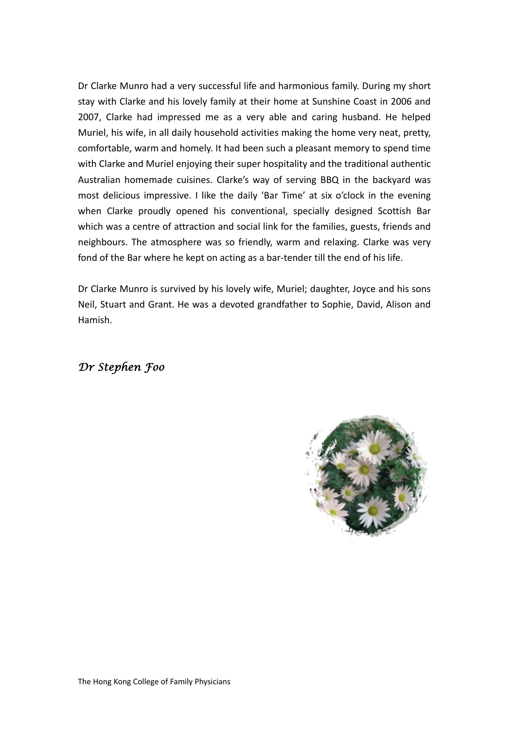Dr Clarke Munro had a very successful life and harmonious family. During my short stay with Clarke and his lovely family at their home at Sunshine Coast in 2006 and 2007, Clarke had impressed me as a very able and caring husband. He helped Muriel, his wife, in all daily household activities making the home very neat, pretty, comfortable, warm and homely. It had been such a pleasant memory to spend time with Clarke and Muriel enjoying their super hospitality and the traditional authentic Australian homemade cuisines. Clarke's way of serving BBQ in the backyard was most delicious impressive. I like the daily 'Bar Time' at six o'clock in the evening when Clarke proudly opened his conventional, specially designed Scottish Bar which was a centre of attraction and social link for the families, guests, friends and neighbours. The atmosphere was so friendly, warm and relaxing. Clarke was very fond of the Bar where he kept on acting as a bar-tender till the end of his life.

Dr Clarke Munro is survived by his lovely wife, Muriel; daughter, Joyce and his sons Neil, Stuart and Grant. He was a devoted grandfather to Sophie, David, Alison and Hamish.

*Dr Stephen Foo*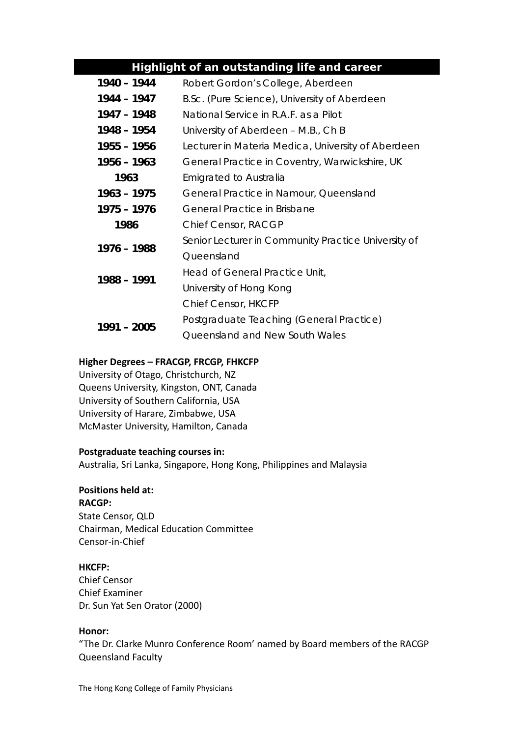| Highlight of an outstanding life and career | |
|---|---|
| 1940 – 1944 | Robert Gordon's College, Aberdeen |
| 1944 – 1947 | B.Sc. (Pure Science), University of Aberdeen |
| 1947 – 1948 | National Service in R.A.F. as a Pilot |
| 1948 – 1954 | University of Aberdeen – M.B., Ch B |
| 1955 – 1956 | Lecturer in Materia Medica, University of Aberdeen |
| 1956 – 1963 | General Practice in Coventry, Warwickshire, UK |
| 1963 | Emigrated to Australia |
| 1963 – 1975 | General Practice in Namour, Queensland |
| 1975 – 1976 | General Practice in Brisbane |
| 1986 | Chief Censor, RACGP |
| 1976 – 1988 | Senior Lecturer in Community Practice University of Queensland |
| 1988 – 1991 | Head of General Practice Unit, University of Hong Kong<br>Chief Censor, HKCFP |
| 1991 – 2005 | Postgraduate Teaching (General Practice) Queensland and New South Wales |

**Higher Degrees – FRACGP, FRCGP, FHKCFP**
University of Otago, Christchurch, NZ
Queens University, Kingston, ONT, Canada
University of Southern California, USA
University of Harare, Zimbabwe, USA
McMaster University, Hamilton, Canada

**Postgraduate teaching courses in:**
Australia, Sri Lanka, Singapore, Hong Kong, Philippines and Malaysia

**Positions held at:**

**RACGP:**
State Censor, QLD
Chairman, Medical Education Committee
Censor-in-Chief

**HKCFP:**
Chief Censor
Chief Examiner
Dr. Sun Yat Sen Orator (2000)

**Honor:**
"The Dr. Clarke Munro Conference Room' named by Board members of the RACGP Queensland Faculty